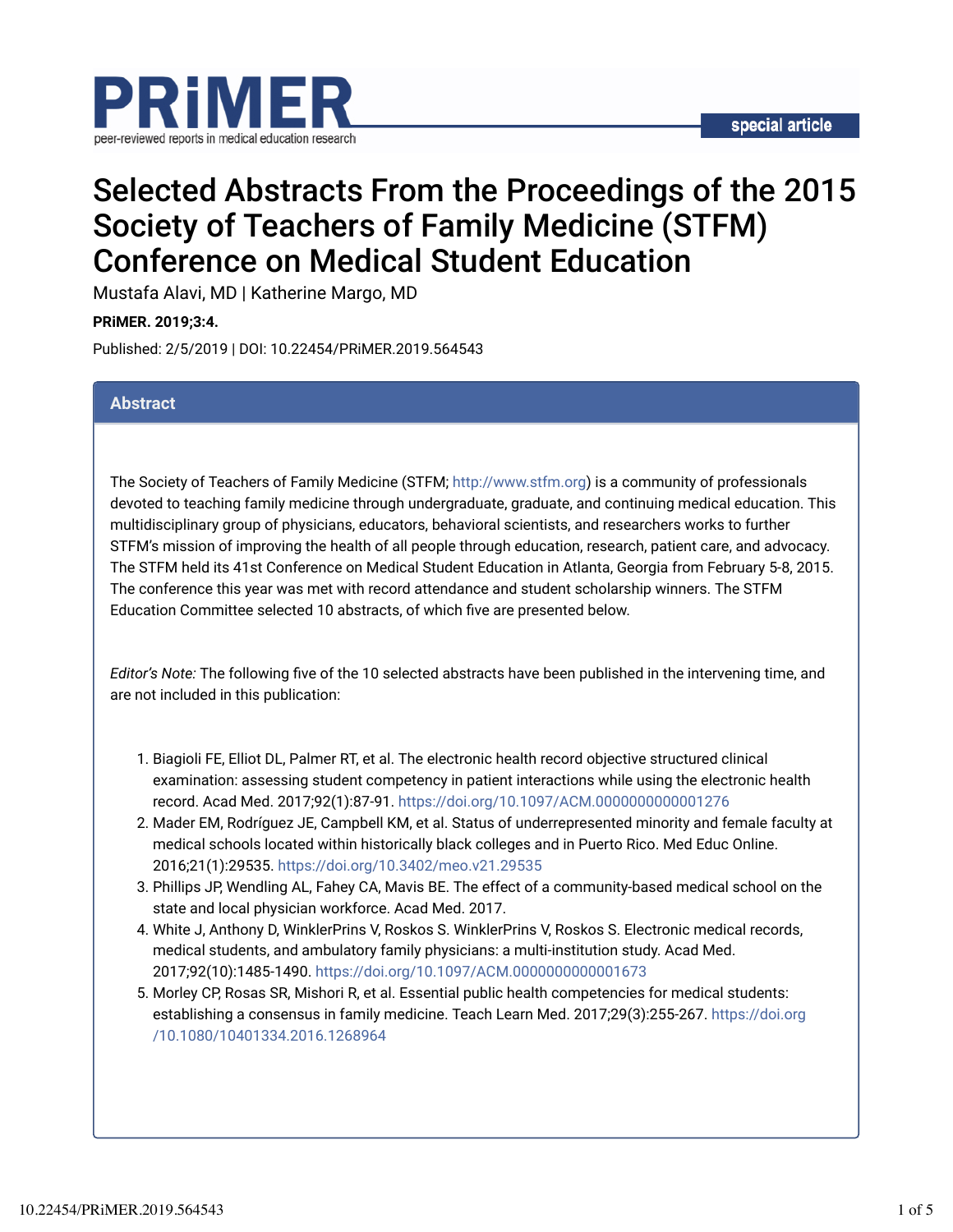PRiMER

peer-reviewed reports in medical education research

special article

# Selected Abstracts From the Proceedings of the 2015 Society of Teachers of Family Medicine (STFM) Conference on Medical Student Education

Mustafa Alavi, MD | Katherine Margo, MD

**PRiMER. 2019;3:4.**

Published: 2/5/2019 | DOI: 10.22454/PRiMER.2019.564543

## Abstract

The Society of Teachers of Family Medicine (STFM; http://www.stfm.org) is a community of professionals devoted to teaching family medicine through undergraduate, graduate, and continuing medical education. This multidisciplinary group of physicians, educators, behavioral scientists, and researchers works to further STFM's mission of improving the health of all people through education, research, patient care, and advocacy. The STFM held its 41st Conference on Medical Student Education in Atlanta, Georgia from February 5-8, 2015. The conference this year was met with record attendance and student scholarship winners. The STFM Education Committee selected 10 abstracts, of which five are presented below.

*Editor's Note:* The following five of the 10 selected abstracts have been published in the intervening time, and are not included in this publication:

1. Biagioli FE, Elliot DL, Palmer RT, et al. The electronic health record objective structured clinical examination: assessing student competency in patient interactions while using the electronic health record. Acad Med. 2017;92(1):87-91. https://doi.org/10.1097/ACM.0000000000001276
2. Mader EM, Rodríguez JE, Campbell KM, et al. Status of underrepresented minority and female faculty at medical schools located within historically black colleges and in Puerto Rico. Med Educ Online. 2016;21(1):29535. https://doi.org/10.3402/meo.v21.29535
3. Phillips JP, Wendling AL, Fahey CA, Mavis BE. The effect of a community-based medical school on the state and local physician workforce. Acad Med. 2017.
4. White J, Anthony D, WinklerPrins V, Roskos S. WinklerPrins V, Roskos S. Electronic medical records, medical students, and ambulatory family physicians: a multi-institution study. Acad Med. 2017;92(10):1485-1490. https://doi.org/10.1097/ACM.0000000000001673
5. Morley CP, Rosas SR, Mishori R, et al. Essential public health competencies for medical students: establishing a consensus in family medicine. Teach Learn Med. 2017;29(3):255-267. https://doi.org/10.1080/10401334.2016.1268964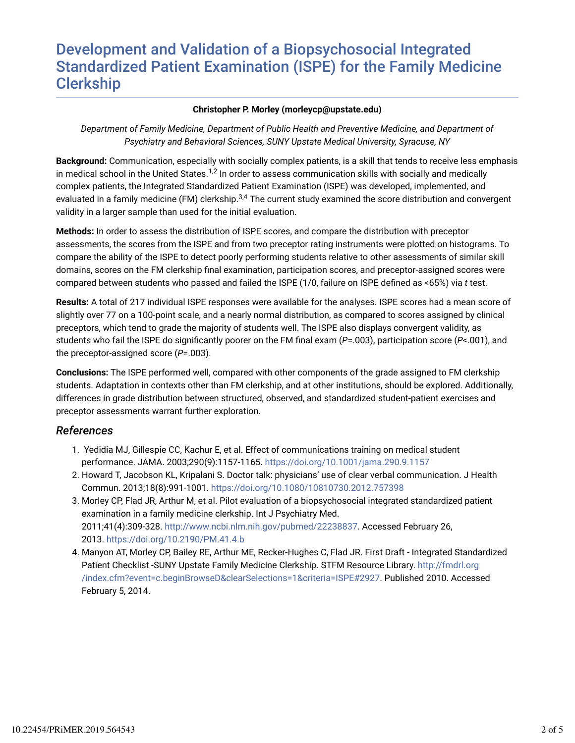# Development and Validation of a Biopsychosocial Integrated Standardized Patient Examination (ISPE) for the Family Medicine Clerkship

**Christopher P. Morley (morleycp@upstate.edu)**

*Department of Family Medicine, Department of Public Health and Preventive Medicine, and Department of Psychiatry and Behavioral Sciences, SUNY Upstate Medical University, Syracuse, NY*

**Background:** Communication, especially with socially complex patients, is a skill that tends to receive less emphasis in medical school in the United States.[1,2] In order to assess communication skills with socially and medically complex patients, the Integrated Standardized Patient Examination (ISPE) was developed, implemented, and evaluated in a family medicine (FM) clerkship.[3,4] The current study examined the score distribution and convergent validity in a larger sample than used for the initial evaluation.

**Methods:** In order to assess the distribution of ISPE scores, and compare the distribution with preceptor assessments, the scores from the ISPE and from two preceptor rating instruments were plotted on histograms. To compare the ability of the ISPE to detect poorly performing students relative to other assessments of similar skill domains, scores on the FM clerkship final examination, participation scores, and preceptor-assigned scores were compared between students who passed and failed the ISPE (1/0, failure on ISPE defined as <65%) via *t* test.

**Results:** A total of 217 individual ISPE responses were available for the analyses. ISPE scores had a mean score of slightly over 77 on a 100-point scale, and a nearly normal distribution, as compared to scores assigned by clinical preceptors, which tend to grade the majority of students well. The ISPE also displays convergent validity, as students who fail the ISPE do significantly poorer on the FM final exam ($P$=.003), participation score ($P$<.001), and the preceptor-assigned score ($P$=.003).

**Conclusions:** The ISPE performed well, compared with other components of the grade assigned to FM clerkship students. Adaptation in contexts other than FM clerkship, and at other institutions, should be explored. Additionally, differences in grade distribution between structured, observed, and standardized student-patient exercises and preceptor assessments warrant further exploration.

## *References*

1. Yedidia MJ, Gillespie CC, Kachur E, et al. Effect of communications training on medical student performance. JAMA. 2003;290(9):1157-1165. https://doi.org/10.1001/jama.290.9.1157
2. Howard T, Jacobson KL, Kripalani S. Doctor talk: physicians' use of clear verbal communication. J Health Commun. 2013;18(8):991-1001. https://doi.org/10.1080/10810730.2012.757398
3. Morley CP, Flad JR, Arthur M, et al. Pilot evaluation of a biopsychosocial integrated standardized patient examination in a family medicine clerkship. Int J Psychiatry Med. 2011;41(4):309-328. http://www.ncbi.nlm.nih.gov/pubmed/22238837. Accessed February 26, 2013. https://doi.org/10.2190/PM.41.4.b
4. Manyon AT, Morley CP, Bailey RE, Arthur ME, Recker-Hughes C, Flad JR. First Draft - Integrated Standardized Patient Checklist -SUNY Upstate Family Medicine Clerkship. STFM Resource Library. http://fmdrl.org/index.cfm?event=c.beginBrowseD&clearSelections=1&criteria=ISPE#2927. Published 2010. Accessed February 5, 2014.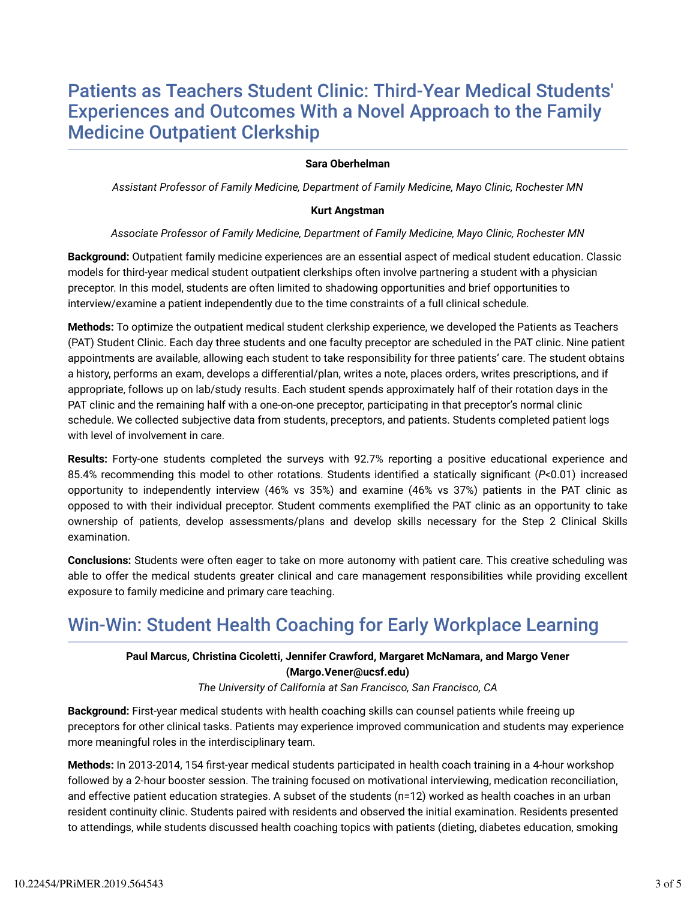## Patients as Teachers Student Clinic: Third-Year Medical Students' Experiences and Outcomes With a Novel Approach to the Family Medicine Outpatient Clerkship

**Sara Oberhelman**

*Assistant Professor of Family Medicine, Department of Family Medicine, Mayo Clinic, Rochester MN*

**Kurt Angstman**

*Associate Professor of Family Medicine, Department of Family Medicine, Mayo Clinic, Rochester MN*

**Background:** Outpatient family medicine experiences are an essential aspect of medical student education. Classic models for third-year medical student outpatient clerkships often involve partnering a student with a physician preceptor. In this model, students are often limited to shadowing opportunities and brief opportunities to interview/examine a patient independently due to the time constraints of a full clinical schedule.

**Methods:** To optimize the outpatient medical student clerkship experience, we developed the Patients as Teachers (PAT) Student Clinic. Each day three students and one faculty preceptor are scheduled in the PAT clinic. Nine patient appointments are available, allowing each student to take responsibility for three patients' care. The student obtains a history, performs an exam, develops a differential/plan, writes a note, places orders, writes prescriptions, and if appropriate, follows up on lab/study results. Each student spends approximately half of their rotation days in the PAT clinic and the remaining half with a one-on-one preceptor, participating in that preceptor's normal clinic schedule. We collected subjective data from students, preceptors, and patients. Students completed patient logs with level of involvement in care.

**Results:** Forty-one students completed the surveys with 92.7% reporting a positive educational experience and 85.4% recommending this model to other rotations. Students identified a statically significant ($P$<0.01) increased opportunity to independently interview (46% vs 35%) and examine (46% vs 37%) patients in the PAT clinic as opposed to with their individual preceptor. Student comments exemplified the PAT clinic as an opportunity to take ownership of patients, develop assessments/plans and develop skills necessary for the Step 2 Clinical Skills examination.

**Conclusions:** Students were often eager to take on more autonomy with patient care. This creative scheduling was able to offer the medical students greater clinical and care management responsibilities while providing excellent exposure to family medicine and primary care teaching.

## Win-Win: Student Health Coaching for Early Workplace Learning

**Paul Marcus, Christina Cicoletti, Jennifer Crawford, Margaret McNamara, and Margo Vener (Margo.Vener@ucsf.edu)**

*The University of California at San Francisco, San Francisco, CA*

**Background:** First-year medical students with health coaching skills can counsel patients while freeing up preceptors for other clinical tasks. Patients may experience improved communication and students may experience more meaningful roles in the interdisciplinary team.

**Methods:** In 2013-2014, 154 first-year medical students participated in health coach training in a 4-hour workshop followed by a 2-hour booster session. The training focused on motivational interviewing, medication reconciliation, and effective patient education strategies. A subset of the students (n=12) worked as health coaches in an urban resident continuity clinic. Students paired with residents and observed the initial examination. Residents presented to attendings, while students discussed health coaching topics with patients (dieting, diabetes education, smoking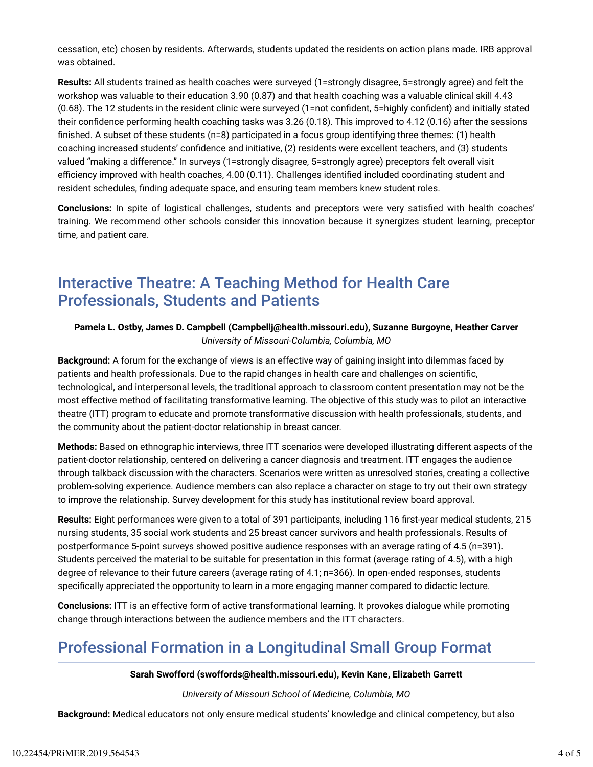cessation, etc) chosen by residents. Afterwards, students updated the residents on action plans made. IRB approval was obtained.

**Results:** All students trained as health coaches were surveyed (1=strongly disagree, 5=strongly agree) and felt the workshop was valuable to their education 3.90 (0.87) and that health coaching was a valuable clinical skill 4.43 (0.68). The 12 students in the resident clinic were surveyed (1=not confident, 5=highly confident) and initially stated their confidence performing health coaching tasks was 3.26 (0.18). This improved to 4.12 (0.16) after the sessions finished. A subset of these students (n=8) participated in a focus group identifying three themes: (1) health coaching increased students' confidence and initiative, (2) residents were excellent teachers, and (3) students valued "making a difference." In surveys (1=strongly disagree, 5=strongly agree) preceptors felt overall visit efficiency improved with health coaches, 4.00 (0.11). Challenges identified included coordinating student and resident schedules, finding adequate space, and ensuring team members knew student roles.

**Conclusions:** In spite of logistical challenges, students and preceptors were very satisfied with health coaches' training. We recommend other schools consider this innovation because it synergizes student learning, preceptor time, and patient care.

## Interactive Theatre: A Teaching Method for Health Care Professionals, Students and Patients

**Pamela L. Ostby, James D. Campbell (Campbellj@health.missouri.edu), Suzanne Burgoyne, Heather Carver**
*University of Missouri-Columbia, Columbia, MO*

**Background:** A forum for the exchange of views is an effective way of gaining insight into dilemmas faced by patients and health professionals. Due to the rapid changes in health care and challenges on scientific, technological, and interpersonal levels, the traditional approach to classroom content presentation may not be the most effective method of facilitating transformative learning. The objective of this study was to pilot an interactive theatre (ITT) program to educate and promote transformative discussion with health professionals, students, and the community about the patient-doctor relationship in breast cancer.

**Methods:** Based on ethnographic interviews, three ITT scenarios were developed illustrating different aspects of the patient-doctor relationship, centered on delivering a cancer diagnosis and treatment. ITT engages the audience through talkback discussion with the characters. Scenarios were written as unresolved stories, creating a collective problem-solving experience. Audience members can also replace a character on stage to try out their own strategy to improve the relationship. Survey development for this study has institutional review board approval.

**Results:** Eight performances were given to a total of 391 participants, including 116 first-year medical students, 215 nursing students, 35 social work students and 25 breast cancer survivors and health professionals. Results of postperformance 5-point surveys showed positive audience responses with an average rating of 4.5 (n=391). Students perceived the material to be suitable for presentation in this format (average rating of 4.5), with a high degree of relevance to their future careers (average rating of 4.1; n=366). In open-ended responses, students specifically appreciated the opportunity to learn in a more engaging manner compared to didactic lecture.

**Conclusions:** ITT is an effective form of active transformational learning. It provokes dialogue while promoting change through interactions between the audience members and the ITT characters.

## Professional Formation in a Longitudinal Small Group Format

**Sarah Swofford (swoffords@health.missouri.edu), Kevin Kane, Elizabeth Garrett**

*University of Missouri School of Medicine, Columbia, MO*

**Background:** Medical educators not only ensure medical students' knowledge and clinical competency, but also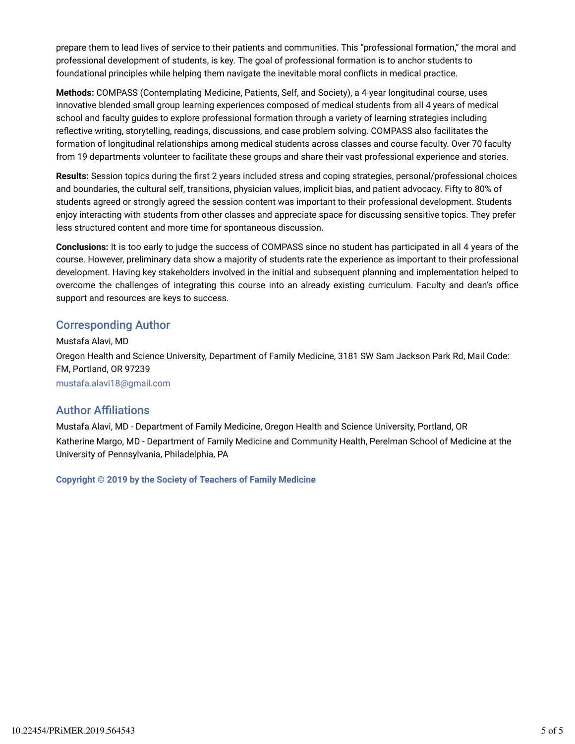prepare them to lead lives of service to their patients and communities. This "professional formation," the moral and professional development of students, is key. The goal of professional formation is to anchor students to foundational principles while helping them navigate the inevitable moral conflicts in medical practice.

**Methods:** COMPASS (Contemplating Medicine, Patients, Self, and Society), a 4-year longitudinal course, uses innovative blended small group learning experiences composed of medical students from all 4 years of medical school and faculty guides to explore professional formation through a variety of learning strategies including reflective writing, storytelling, readings, discussions, and case problem solving. COMPASS also facilitates the formation of longitudinal relationships among medical students across classes and course faculty. Over 70 faculty from 19 departments volunteer to facilitate these groups and share their vast professional experience and stories.

**Results:** Session topics during the first 2 years included stress and coping strategies, personal/professional choices and boundaries, the cultural self, transitions, physician values, implicit bias, and patient advocacy. Fifty to 80% of students agreed or strongly agreed the session content was important to their professional development. Students enjoy interacting with students from other classes and appreciate space for discussing sensitive topics. They prefer less structured content and more time for spontaneous discussion.

**Conclusions:** It is too early to judge the success of COMPASS since no student has participated in all 4 years of the course. However, preliminary data show a majority of students rate the experience as important to their professional development. Having key stakeholders involved in the initial and subsequent planning and implementation helped to overcome the challenges of integrating this course into an already existing curriculum. Faculty and dean's office support and resources are keys to success.

## Corresponding Author

Mustafa Alavi, MD

Oregon Health and Science University, Department of Family Medicine, 3181 SW Sam Jackson Park Rd, Mail Code: FM, Portland, OR 97239

mustafa.alavi18@gmail.com

## Author Affiliations

Mustafa Alavi, MD - Department of Family Medicine, Oregon Health and Science University, Portland, OR

Katherine Margo, MD - Department of Family Medicine and Community Health, Perelman School of Medicine at the University of Pennsylvania, Philadelphia, PA

**Copyright © 2019 by the Society of Teachers of Family Medicine**